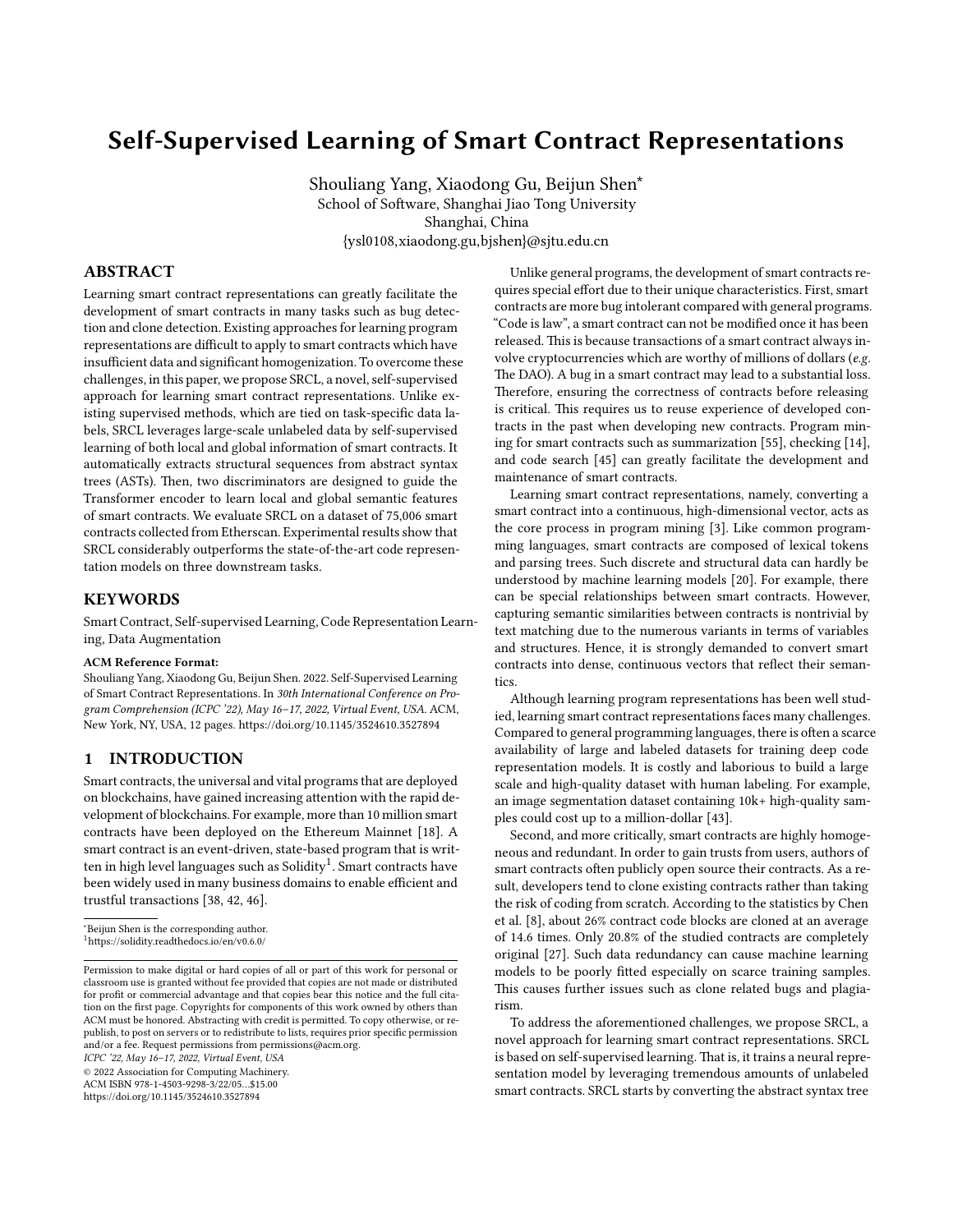# Self-Supervised Learning of Smart Contract Representations

Shouliang Yang, Xiaodong Gu, Beijun Shen*
School of Software, Shanghai Jiao Tong University
Shanghai, China
{ysl0108,xiaodong.gu,bjshen}@sjtu.edu.cn

## ABSTRACT

Learning smart contract representations can greatly facilitate the development of smart contracts in many tasks such as bug detection and clone detection. Existing approaches for learning program representations are difficult to apply to smart contracts which have insufficient data and significant homogenization. To overcome these challenges, in this paper, we propose SRCL, a novel, self-supervised approach for learning smart contract representations. Unlike existing supervised methods, which are tied on task-specific data labels, SRCL leverages large-scale unlabeled data by self-supervised learning of both local and global information of smart contracts. It automatically extracts structural sequences from abstract syntax trees (ASTs). Then, two discriminators are designed to guide the Transformer encoder to learn local and global semantic features of smart contracts. We evaluate SRCL on a dataset of 75,006 smart contracts collected from Etherscan. Experimental results show that SRCL considerably outperforms the state-of-the-art code representation models on three downstream tasks.

## KEYWORDS

Smart Contract, Self-supervised Learning, Code Representation Learning, Data Augmentation

**ACM Reference Format:**
Shouliang Yang, Xiaodong Gu, Beijun Shen. 2022. Self-Supervised Learning of Smart Contract Representations. In *30th International Conference on Program Comprehension (ICPC '22), May 16–17, 2022, Virtual Event, USA.* ACM, New York, NY, USA, 12 pages. https://doi.org/10.1145/3524610.3527894

## 1 INTRODUCTION

Smart contracts, the universal and vital programs that are deployed on blockchains, have gained increasing attention with the rapid development of blockchains. For example, more than 10 million smart contracts have been deployed on the Ethereum Mainnet [18]. A smart contract is an event-driven, state-based program that is written in high level languages such as Solidity[1]. Smart contracts have been widely used in many business domains to enable efficient and trustful transactions [38, 42, 46].

*Beijun Shen is the corresponding author.
[1] https://solidity.readthedocs.io/en/v0.6.0/

Permission to make digital or hard copies of all or part of this work for personal or classroom use is granted without fee provided that copies are not made or distributed for profit or commercial advantage and that copies bear this notice and the full citation on the first page. Copyrights for components of this work owned by others than ACM must be honored. Abstracting with credit is permitted. To copy otherwise, or republish, to post on servers or to redistribute to lists, requires prior specific permission and/or a fee. Request permissions from permissions@acm.org.
*ICPC '22, May 16–17, 2022, Virtual Event, USA*
© 2022 Association for Computing Machinery.
ACM ISBN 978-1-4503-9298-3/22/05...$15.00
https://doi.org/10.1145/3524610.3527894

Unlike general programs, the development of smart contracts requires special effort due to their unique characteristics. First, smart contracts are more bug intolerant compared with general programs. "Code is law", a smart contract can not be modified once it has been released. This is because transactions of a smart contract always involve cryptocurrencies which are worthy of millions of dollars (*e.g.* The DAO). A bug in a smart contract may lead to a substantial loss. Therefore, ensuring the correctness of contracts before releasing is critical. This requires us to reuse experience of developed contracts in the past when developing new contracts. Program mining for smart contracts such as summarization [55], checking [14], and code search [45] can greatly facilitate the development and maintenance of smart contracts.

Learning smart contract representations, namely, converting a smart contract into a continuous, high-dimensional vector, acts as the core process in program mining [3]. Like common programming languages, smart contracts are composed of lexical tokens and parsing trees. Such discrete and structural data can hardly be understood by machine learning models [20]. For example, there can be special relationships between smart contracts. However, capturing semantic similarities between contracts is nontrivial by text matching due to the numerous variants in terms of variables and structures. Hence, it is strongly demanded to convert smart contracts into dense, continuous vectors that reflect their semantics.

Although learning program representations has been well studied, learning smart contract representations faces many challenges. Compared to general programming languages, there is often a scarce availability of large and labeled datasets for training deep code representation models. It is costly and laborious to build a large scale and high-quality dataset with human labeling. For example, an image segmentation dataset containing 10k+ high-quality samples could cost up to a million-dollar [43].

Second, and more critically, smart contracts are highly homogeneous and redundant. In order to gain trusts from users, authors of smart contracts often publicly open source their contracts. As a result, developers tend to clone existing contracts rather than taking the risk of coding from scratch. According to the statistics by Chen et al. [8], about 26% contract code blocks are cloned at an average of 14.6 times. Only 20.8% of the studied contracts are completely original [27]. Such data redundancy can cause machine learning models to be poorly fitted especially on scarce training samples. This causes further issues such as clone related bugs and plagiarism.

To address the aforementioned challenges, we propose SRCL, a novel approach for learning smart contract representations. SRCL is based on self-supervised learning. That is, it trains a neural representation model by leveraging tremendous amounts of unlabeled smart contracts. SRCL starts by converting the abstract syntax tree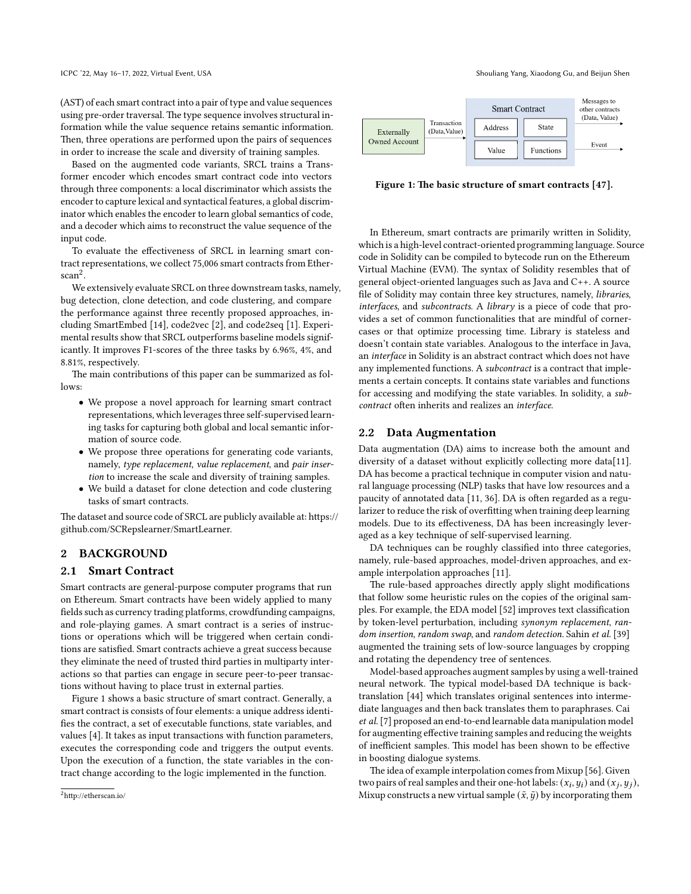(AST) of each smart contract into a pair of type and value sequences using pre-order traversal. The type sequence involves structural information while the value sequence retains semantic information. Then, three operations are performed upon the pairs of sequences in order to increase the scale and diversity of training samples.

Based on the augmented code variants, SRCL trains a Transformer encoder which encodes smart contract code into vectors through three components: a local discriminator which assists the encoder to capture lexical and syntactical features, a global discriminator which enables the encoder to learn global semantics of code, and a decoder which aims to reconstruct the value sequence of the input code.

To evaluate the effectiveness of SRCL in learning smart contract representations, we collect 75,006 smart contracts from Etherscan[2].

We extensively evaluate SRCL on three downstream tasks, namely, bug detection, clone detection, and code clustering, and compare the performance against three recently proposed approaches, including SmartEmbed [14], code2vec [2], and code2seq [1]. Experimental results show that SRCL outperforms baseline models significantly. It improves F1-scores of the three tasks by 6.96%, 4%, and 8.81%, respectively.

The main contributions of this paper can be summarized as follows:

- We propose a novel approach for learning smart contract representations, which leverages three self-supervised learning tasks for capturing both global and local semantic information of source code.
- We propose three operations for generating code variants, namely, *type replacement*, *value replacement*, and *pair insertion* to increase the scale and diversity of training samples.
- We build a dataset for clone detection and code clustering tasks of smart contracts.

The dataset and source code of SRCL are publicly available at: https://github.com/SCRepslearner/SmartLearner.

[2]http://etherscan.io/

## 2 BACKGROUND

### 2.1 Smart Contract

Smart contracts are general-purpose computer programs that run on Ethereum. Smart contracts have been widely applied to many fields such as currency trading platforms, crowdfunding campaigns, and role-playing games. A smart contract is a series of instructions or operations which will be triggered when certain conditions are satisfied. Smart contracts achieve a great success because they eliminate the need of trusted third parties in multiparty interactions so that parties can engage in secure peer-to-peer transactions without having to place trust in external parties.

Figure 1 shows a basic structure of smart contract. Generally, a smart contract is consists of four elements: a unique address identifies the contract, a set of executable functions, state variables, and values [4]. It takes as input transactions with function parameters, executes the corresponding code and triggers the output events. Upon the execution of a function, the state variables in the contract change according to the logic implemented in the function.

**Figure 1: The basic structure of smart contracts [47].**

In Ethereum, smart contracts are primarily written in Solidity, which is a high-level contract-oriented programming language. Source code in Solidity can be compiled to bytecode run on the Ethereum Virtual Machine (EVM). The syntax of Solidity resembles that of general object-oriented languages such as Java and C++. A source file of Solidity may contain three key structures, namely, *libraries*, *interfaces*, and *subcontracts*. A *library* is a piece of code that provides a set of common functionalities that are mindful of corner-cases or that optimize processing time. Library is stateless and doesn't contain state variables. Analogous to the interface in Java, an *interface* in Solidity is an abstract contract which does not have any implemented functions. A *subcontract* is a contract that implements a certain concepts. It contains state variables and functions for accessing and modifying the state variables. In solidity, a *subcontract* often inherits and realizes an *interface*.

### 2.2 Data Augmentation

Data augmentation (DA) aims to increase both the amount and diversity of a dataset without explicitly collecting more data[11]. DA has become a practical technique in computer vision and natural language processing (NLP) tasks that have low resources and a paucity of annotated data [11, 36]. DA is often regarded as a regularizer to reduce the risk of overfitting when training deep learning models. Due to its effectiveness, DA has been increasingly leveraged as a key technique of self-supervised learning.

DA techniques can be roughly classified into three categories, namely, rule-based approaches, model-driven approaches, and example interpolation approaches [11].

The rule-based approaches directly apply slight modifications that follow some heuristic rules on the copies of the original samples. For example, the EDA model [52] improves text classification by token-level perturbation, including *synonym replacement*, *random insertion*, *random swap*, and *random detection*. Sahin *et al.* [39] augmented the training sets of low-source languages by cropping and rotating the dependency tree of sentences.

Model-based approaches augment samples by using a well-trained neural network. The typical model-based DA technique is back-translation [44] which translates original sentences into intermediate languages and then back translates them to paraphrases. Cai *et al.* [7] proposed an end-to-end learnable data manipulation model for augmenting effective training samples and reducing the weights of inefficient samples. This model has been shown to be effective in boosting dialogue systems.

The idea of example interpolation comes from Mixup [56]. Given two pairs of real samples and their one-hot labels: $(x_i, y_i)$ and $(x_j, y_j)$, Mixup constructs a new virtual sample $(\tilde{x}, \tilde{y})$ by incorporating them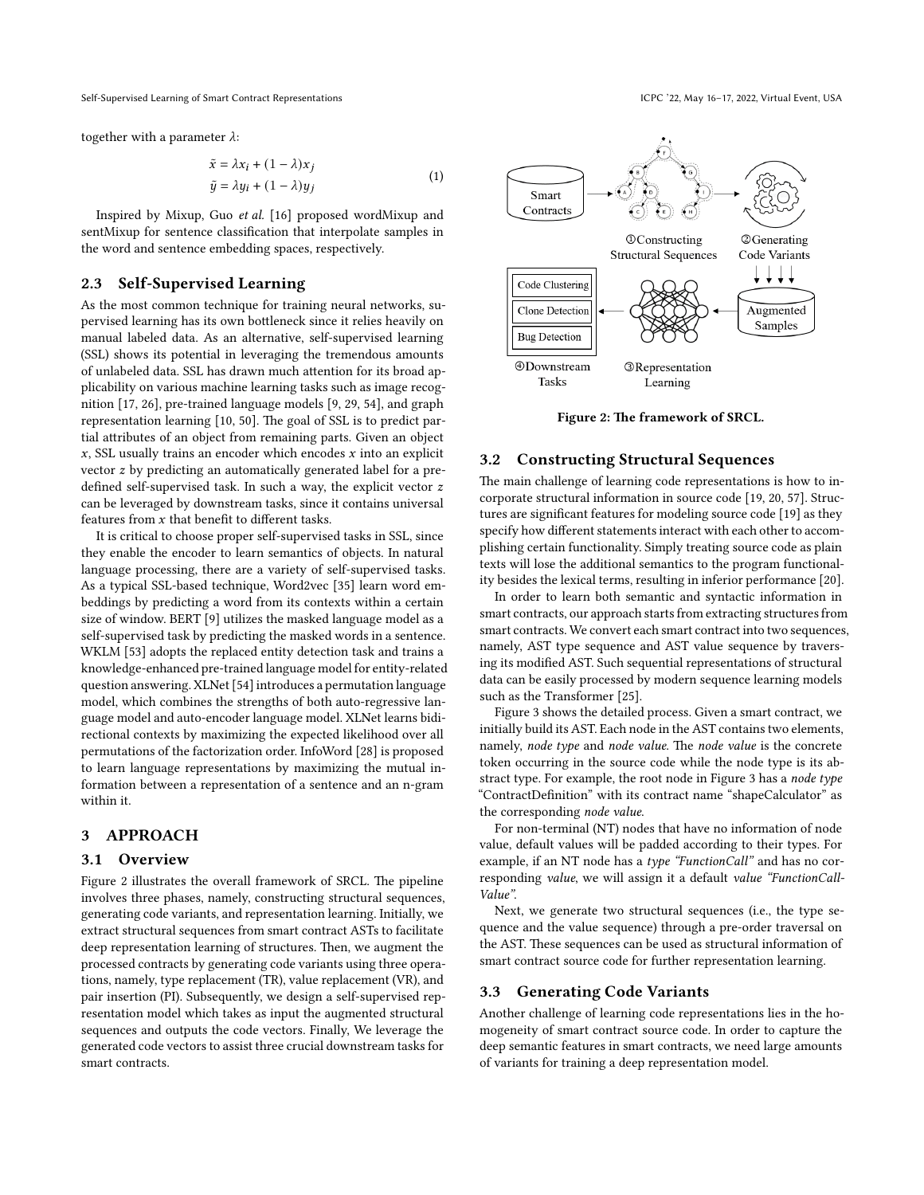together with a parameter $\lambda$:

$$\tilde{x} = \lambda x_i + (1 - \lambda) x_j$$
$$\tilde{y} = \lambda y_i + (1 - \lambda) y_j \tag{1}$$

Inspired by Mixup, Guo *et al.* [16] proposed wordMixup and sentMixup for sentence classification that interpolate samples in the word and sentence embedding spaces, respectively.

### 2.3 Self-Supervised Learning

As the most common technique for training neural networks, supervised learning has its own bottleneck since it relies heavily on manual labeled data. As an alternative, self-supervised learning (SSL) shows its potential in leveraging the tremendous amounts of unlabeled data. SSL has drawn much attention for its broad applicability on various machine learning tasks such as image recognition [17, 26], pre-trained language models [9, 29, 54], and graph representation learning [10, 50]. The goal of SSL is to predict partial attributes of an object from remaining parts. Given an object $x$, SSL usually trains an encoder which encodes $x$ into an explicit vector $z$ by predicting an automatically generated label for a predefined self-supervised task. In such a way, the explicit vector $z$ can be leveraged by downstream tasks, since it contains universal features from $x$ that benefit to different tasks.

It is critical to choose proper self-supervised tasks in SSL, since they enable the encoder to learn semantics of objects. In natural language processing, there are a variety of self-supervised tasks. As a typical SSL-based technique, Word2vec [35] learn word embeddings by predicting a word from its contexts within a certain size of window. BERT [9] utilizes the masked language model as a self-supervised task by predicting the masked words in a sentence. WKLM [53] adopts the replaced entity detection task and trains a knowledge-enhanced pre-trained language model for entity-related question answering. XLNet [54] introduces a permutation language model, which combines the strengths of both auto-regressive language model and auto-encoder language model. XLNet learns bidirectional contexts by maximizing the expected likelihood over all permutations of the factorization order. InfoWord [28] is proposed to learn language representations by maximizing the mutual information between a representation of a sentence and an n-gram within it.

## 3 APPROACH

### 3.1 Overview

Figure 2 illustrates the overall framework of SRCL. The pipeline involves three phases, namely, constructing structural sequences, generating code variants, and representation learning. Initially, we extract structural sequences from smart contract ASTs to facilitate deep representation learning of structures. Then, we augment the processed contracts by generating code variants using three operations, namely, type replacement (TR), value replacement (VR), and pair insertion (PI). Subsequently, we design a self-supervised representation model which takes as input the augmented structural sequences and outputs the code vectors. Finally, We leverage the generated code vectors to assist three crucial downstream tasks for smart contracts.

Smart Contracts → ①Constructing Structural Sequences → ②Generating Code Variants → Augmented Samples → ③Representation Learning → ④Downstream Tasks (Code Clustering, Clone Detection, Bug Detection)

Figure 2: The framework of SRCL.

### 3.2 Constructing Structural Sequences

The main challenge of learning code representations is how to incorporate structural information in source code [19, 20, 57]. Structures are significant features for modeling source code [19] as they specify how different statements interact with each other to accomplishing certain functionality. Simply treating source code as plain texts will lose the additional semantics to the program functionality besides the lexical terms, resulting in inferior performance [20].

In order to learn both semantic and syntactic information in smart contracts, our approach starts from extracting structures from smart contracts. We convert each smart contract into two sequences, namely, AST type sequence and AST value sequence by traversing its modified AST. Such sequential representations of structural data can be easily processed by modern sequence learning models such as the Transformer [25].

Figure 3 shows the detailed process. Given a smart contract, we initially build its AST. Each node in the AST contains two elements, namely, *node type* and *node value*. The *node value* is the concrete token occurring in the source code while the node type is its abstract type. For example, the root node in Figure 3 has a *node type* "ContractDefinition" with its contract name "shapeCalculator" as the corresponding *node value*.

For non-terminal (NT) nodes that have no information of node value, default values will be padded according to their types. For example, if an NT node has a *type "FunctionCall"* and has no corresponding *value*, we will assign it a default *value "FunctionCall-Value"*.

Next, we generate two structural sequences (i.e., the type sequence and the value sequence) through a pre-order traversal on the AST. These sequences can be used as structural information of smart contract source code for further representation learning.

### 3.3 Generating Code Variants

Another challenge of learning code representations lies in the homogeneity of smart contract source code. In order to capture the deep semantic features in smart contracts, we need large amounts of variants for training a deep representation model.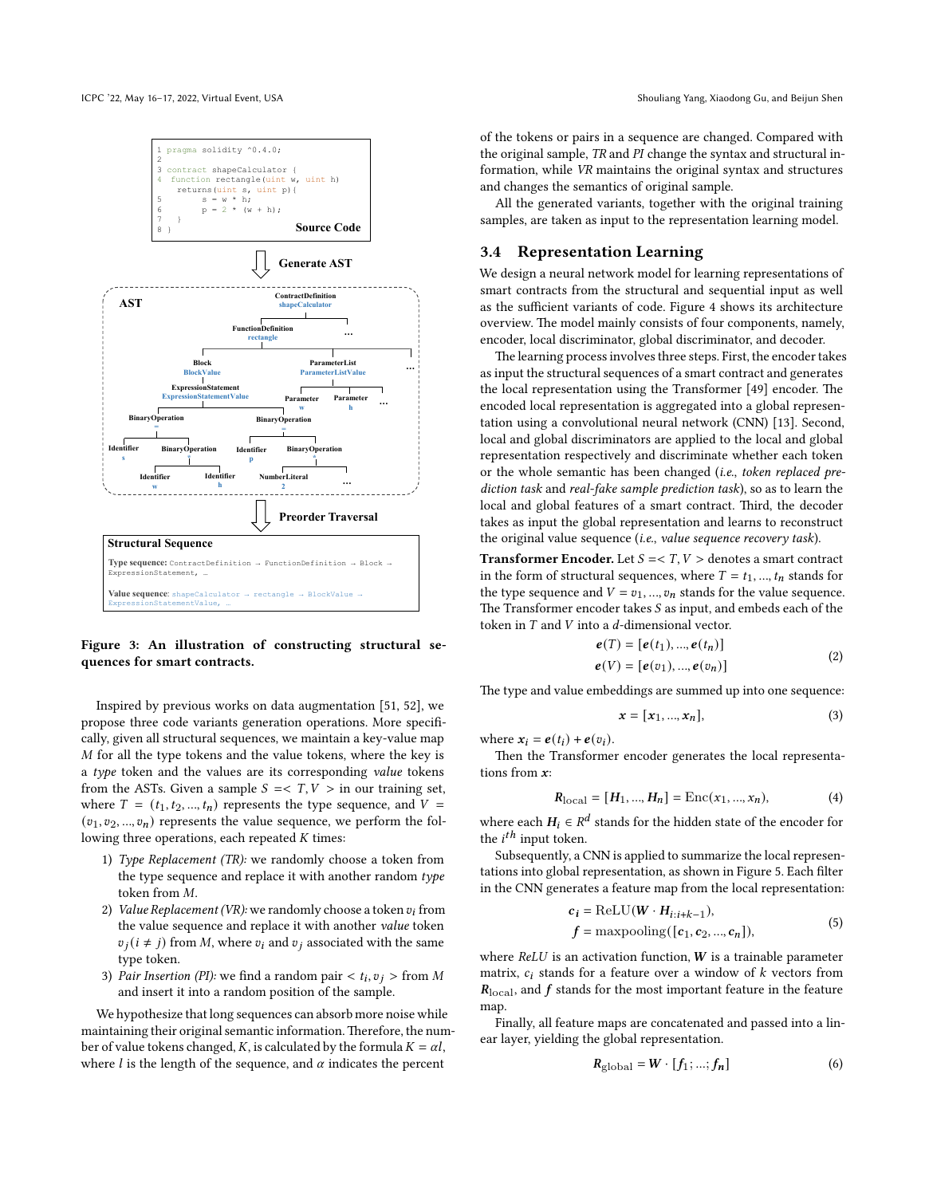```
1 pragma solidity ^0.4.0;
2
3 contract shapeCalculator {
4  function rectangle(uint w, uint h)
    returns(uint s, uint p){
5         s = w * h;
6         p = 2 * (w + h);
7    }
8 }
```

**Figure 3: An illustration of constructing structural sequences for smart contracts.**

Inspired by previous works on data augmentation [51, 52], we propose three code variants generation operations. More specifically, given all structural sequences, we maintain a key-value map $M$ for all the type tokens and the value tokens, where the key is a *type* token and the values are its corresponding *value* tokens from the ASTs. Given a sample $S = < T, V >$ in our training set, where $T = (t_1, t_2, ..., t_n)$ represents the type sequence, and $V = (v_1, v_2, ..., v_n)$ represents the value sequence, we perform the following three operations, each repeated $K$ times:

1) *Type Replacement (TR):* we randomly choose a token from the type sequence and replace it with another random *type* token from $M$.
2) *Value Replacement (VR):* we randomly choose a token $v_i$ from the value sequence and replace it with another *value* token $v_j (i \neq j)$ from $M$, where $v_i$ and $v_j$ associated with the same type token.
3) *Pair Insertion (PI):* we find a random pair $< t_i, v_j >$ from $M$ and insert it into a random position of the sample.

We hypothesize that long sequences can absorb more noise while maintaining their original semantic information. Therefore, the number of value tokens changed, $K$, is calculated by the formula $K = \alpha l$, where $l$ is the length of the sequence, and $\alpha$ indicates the percent of the tokens or pairs in a sequence are changed. Compared with the original sample, *TR* and *PI* change the syntax and structural information, while *VR* maintains the original syntax and structures and changes the semantics of original sample.

All the generated variants, together with the original training samples, are taken as input to the representation learning model.

## 3.4 Representation Learning

We design a neural network model for learning representations of smart contracts from the structural and sequential input as well as the sufficient variants of code. Figure 4 shows its architecture overview. The model mainly consists of four components, namely, encoder, local discriminator, global discriminator, and decoder.

The learning process involves three steps. First, the encoder takes as input the structural sequences of a smart contract and generates the local representation using the Transformer [49] encoder. The encoded local representation is aggregated into a global representation using a convolutional neural network (CNN) [13]. Second, local and global discriminators are applied to the local and global representation respectively and discriminate whether each token or the whole semantic has been changed (*i.e.*, *token replaced prediction task* and *real-fake sample prediction task*), so as to learn the local and global features of a smart contract. Third, the decoder takes as input the global representation and learns to reconstruct the original value sequence (*i.e.*, *value sequence recovery task*).

**Transformer Encoder.** Let $S =< T, V >$ denotes a smart contract in the form of structural sequences, where $T = t_1, ..., t_n$ stands for the type sequence and $V = v_1, ..., v_n$ stands for the value sequence. The Transformer encoder takes $S$ as input, and embeds each of the token in $T$ and $V$ into a $d$-dimensional vector.

$$\begin{aligned} \boldsymbol{e}(T) &= [\boldsymbol{e}(t_1), ..., \boldsymbol{e}(t_n)] \\ \boldsymbol{e}(V) &= [\boldsymbol{e}(v_1), ..., \boldsymbol{e}(v_n)] \end{aligned} \tag{2}$$

The type and value embeddings are summed up into one sequence:

$$\boldsymbol{x} = [\boldsymbol{x}_1, ..., \boldsymbol{x}_n], \tag{3}$$

where $\boldsymbol{x}_i = \boldsymbol{e}(t_i) + \boldsymbol{e}(v_i)$.

Then the Transformer encoder generates the local representations from $\boldsymbol{x}$:

$$\boldsymbol{R}_{\text{local}} = [\boldsymbol{H}_1, ..., \boldsymbol{H}_n] = \text{Enc}(x_1, ..., x_n), \tag{4}$$

where each $\boldsymbol{H}_i \in R^d$ stands for the hidden state of the encoder for the $i^{th}$ input token.

Subsequently, a CNN is applied to summarize the local representations into global representation, as shown in Figure 5. Each filter in the CNN generates a feature map from the local representation:

$$\begin{aligned} \boldsymbol{c_i} &= \text{ReLU}(\boldsymbol{W} \cdot \boldsymbol{H}_{i:i+k-1}), \\ \boldsymbol{f} &= \text{maxpooling}([\boldsymbol{c}_1, \boldsymbol{c}_2, ..., \boldsymbol{c}_n]), \end{aligned} \tag{5}$$

where *ReLU* is an activation function, $\boldsymbol{W}$ is a trainable parameter matrix, $c_i$ stands for a feature over a window of $k$ vectors from $\boldsymbol{R}_{\text{local}}$, and $\boldsymbol{f}$ stands for the most important feature in the feature map.

Finally, all feature maps are concatenated and passed into a linear layer, yielding the global representation.

$$\boldsymbol{R}_{\text{global}} = \boldsymbol{W} \cdot [\boldsymbol{f}_1; ...; \boldsymbol{f}_n] \tag{6}$$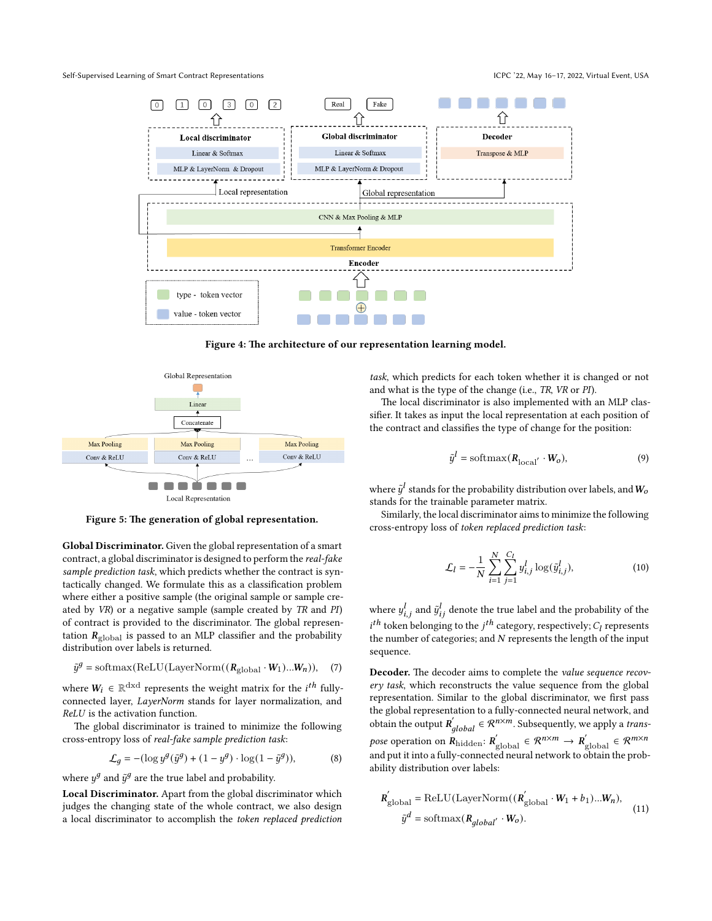Figure 4: The architecture of our representation learning model.

Figure 5: The generation of global representation.

**Global Discriminator.** Given the global representation of a smart contract, a global discriminator is designed to perform the *real-fake sample prediction task*, which predicts whether the contract is syntactically changed. We formulate this as a classification problem where either a positive sample (the original sample or sample created by *VR*) or a negative sample (sample created by *TR* and *PI*) of contract is provided to the discriminator. The global representation $\boldsymbol{R}_{\text{global}}$ is passed to an MLP classifier and the probability distribution over labels is returned.

$$\tilde{y}^g = \text{softmax}(\text{ReLU}(\text{LayerNorm}((\boldsymbol{R}_{\text{global}} \cdot \boldsymbol{W}_1)...\boldsymbol{W}_n)), \quad (7)$$

where $\boldsymbol{W}_i \in \mathbb{R}^{\text{dxd}}$ represents the weight matrix for the $i^{th}$ fully-connected layer, *LayerNorm* stands for layer normalization, and *ReLU* is the activation function.

The global discriminator is trained to minimize the following cross-entropy loss of *real-fake sample prediction task*:

$$\mathcal{L}_g = -(\log y^g(\tilde{y}^g) + (1 - y^g) \cdot \log(1 - \tilde{y}^g)), \quad (8)$$

where $y^g$ and $\tilde{y}^g$ are the true label and probability.

**Local Discriminator.** Apart from the global discriminator which judges the changing state of the whole contract, we also design a local discriminator to accomplish the *token replaced prediction task*, which predicts for each token whether it is changed or not and what is the type of the change (i.e., *TR*, *VR* or *PI*).

The local discriminator is also implemented with an MLP classifier. It takes as input the local representation at each position of the contract and classifies the type of change for the position:

$$\tilde{y}^l = \text{softmax}(\boldsymbol{R}_{\text{local}'} \cdot \boldsymbol{W}_o), \quad (9)$$

where $\tilde{y}^l$ stands for the probability distribution over labels, and $\boldsymbol{W}_o$ stands for the trainable parameter matrix.

Similarly, the local discriminator aims to minimize the following cross-entropy loss of *token replaced prediction task*:

$$\mathcal{L}_l = -\frac{1}{N}\sum_{i=1}^{N}\sum_{j=1}^{C_l} y_{i,j}^l \log(\tilde{y}_{i,j}^l), \quad (10)$$

where $y_{i,j}^l$ and $\tilde{y}_{ij}^l$ denote the true label and the probability of the $i^{th}$ token belonging to the $j^{th}$ category, respectively; $C_l$ represents the number of categories; and $N$ represents the length of the input sequence.

**Decoder.** The decoder aims to complete the *value sequence recovery task*, which reconstructs the value sequence from the global representation. Similar to the global discriminator, we first pass the global representation to a fully-connected neural network, and obtain the output $\boldsymbol{R}_{global}^{'} \in \mathcal{R}^{n \times m}$. Subsequently, we apply a *transpose* operation on $\boldsymbol{R}_{\text{hidden}}$: $\boldsymbol{R}_{\text{global}}^{'} \in \mathcal{R}^{n \times m} \rightarrow \boldsymbol{R}_{\text{global}}^{'} \in \mathcal{R}^{m \times n}$ and put it into a fully-connected neural network to obtain the probability distribution over labels:

$$\begin{aligned} \boldsymbol{R}_{\text{global}}^{'} &= \text{ReLU}(\text{LayerNorm}((\boldsymbol{R}_{\text{global}}^{'} \cdot \boldsymbol{W}_1 + b_1)...\boldsymbol{W}_n), \\ \tilde{y}^d &= \text{softmax}(\boldsymbol{R}_{global'} \cdot \boldsymbol{W}_o). \end{aligned} \quad (11)$$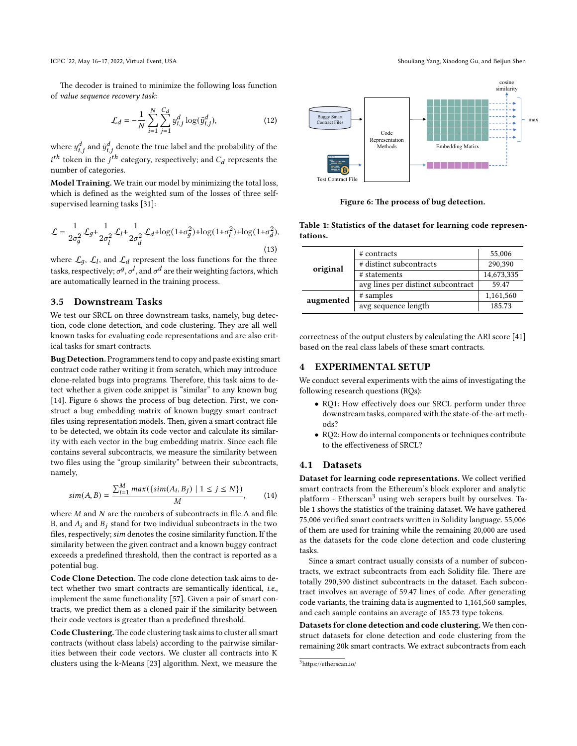The decoder is trained to minimize the following loss function of *value sequence recovery task*:

$$\mathcal{L}_d = -\frac{1}{N}\sum_{i=1}^{N}\sum_{j=1}^{C_d} y_{i,j}^{d}\log(\tilde{y}_{i,j}^{d}), \tag{12}$$

where $y_{i,j}^{d}$ and $\tilde{y}_{i,j}^{d}$ denote the true label and the probability of the $i^{th}$ token in the $j^{th}$ category, respectively; and $C_d$ represents the number of categories.

**Model Training.** We train our model by minimizing the total loss, which is defined as the weighted sum of the losses of three self-supervised learning tasks [31]:

$$\mathcal{L} = \frac{1}{2\sigma_g^2}\mathcal{L}_g + \frac{1}{2\sigma_l^2}\mathcal{L}_l + \frac{1}{2\sigma_d^2}\mathcal{L}_d + \log(1+\sigma_g^2) + \log(1+\sigma_l^2) + \log(1+\sigma_d^2), \tag{13}$$

where $\mathcal{L}_g$, $\mathcal{L}_l$, and $\mathcal{L}_d$ represent the loss functions for the three tasks, respectively; $\sigma^g$, $\sigma^l$, and $\sigma^d$ are their weighting factors, which are automatically learned in the training process.

## 3.5 Downstream Tasks

We test our SRCL on three downstream tasks, namely, bug detection, code clone detection, and code clustering. They are all well known tasks for evaluating code representations and are also critical tasks for smart contracts.

**Bug Detection.** Programmers tend to copy and paste existing smart contract code rather writing it from scratch, which may introduce clone-related bugs into programs. Therefore, this task aims to detect whether a given code snippet is "similar" to any known bug [14]. Figure 6 shows the process of bug detection. First, we construct a bug embedding matrix of known buggy smart contract files using representation models. Then, given a smart contract file to be detected, we obtain its code vector and calculate its similarity with each vector in the bug embedding matrix. Since each file contains several subcontracts, we measure the similarity between two files using the "group similarity" between their subcontracts, namely,

$$sim(A,B) = \frac{\sum_{i=1}^{M} max(\{sim(A_i, B_j) \mid 1 \leq j \leq N\})}{M}, \tag{14}$$

where $M$ and $N$ are the numbers of subcontracts in file A and file B, and $A_i$ and $B_j$ stand for two individual subcontracts in the two files, respectively; *sim* denotes the cosine similarity function. If the similarity between the given contract and a known buggy contract exceeds a predefined threshold, then the contract is reported as a potential bug.

**Code Clone Detection.** The code clone detection task aims to detect whether two smart contracts are semantically identical, *i.e.*, implement the same functionality [57]. Given a pair of smart contracts, we predict them as a cloned pair if the similarity between their code vectors is greater than a predefined threshold.

**Code Clustering.** The code clustering task aims to cluster all smart contracts (without class labels) according to the pairwise similarities between their code vectors. We cluster all contracts into K clusters using the k-Means [23] algorithm. Next, we measure the correctness of the output clusters by calculating the ARI score [41] based on the real class labels of these smart contracts.

Figure 6: The process of bug detection.

**Table 1: Statistics of the dataset for learning code representations.**

| | | |
|---|---|---|
| **original** | # contracts | 55,006 |
| | # distinct subcontracts | 290,390 |
| | # statements | 14,673,335 |
| | avg lines per distinct subcontract | 59.47 |
| **augmented** | # samples | 1,161,560 |
| | avg sequence length | 185.73 |

# 4 EXPERIMENTAL SETUP

We conduct several experiments with the aims of investigating the following research questions (RQs):

- RQ1: How effectively does our SRCL perform under three downstream tasks, compared with the state-of-the-art methods?
- RQ2: How do internal components or techniques contribute to the effectiveness of SRCL?

## 4.1 Datasets

**Dataset for learning code representations.** We collect verified smart contracts from the Ethereum's block explorer and analytic platform - Etherscan[3] using web scrapers built by ourselves. Table 1 shows the statistics of the training dataset. We have gathered 75,006 verified smart contracts written in Solidity language. 55,006 of them are used for training while the remaining 20,000 are used as the datasets for the code clone detection and code clustering tasks.

Since a smart contract usually consists of a number of subcontracts, we extract subcontracts from each Solidity file. There are totally 290,390 distinct subcontracts in the dataset. Each subcontract involves an average of 59.47 lines of code. After generating code variants, the training data is augmented to 1,161,560 samples, and each sample contains an average of 185.73 type tokens.

**Datasets for clone detection and code clustering.** We then construct datasets for clone detection and code clustering from the remaining 20k smart contracts. We extract subcontracts from each

[3] https://etherscan.io/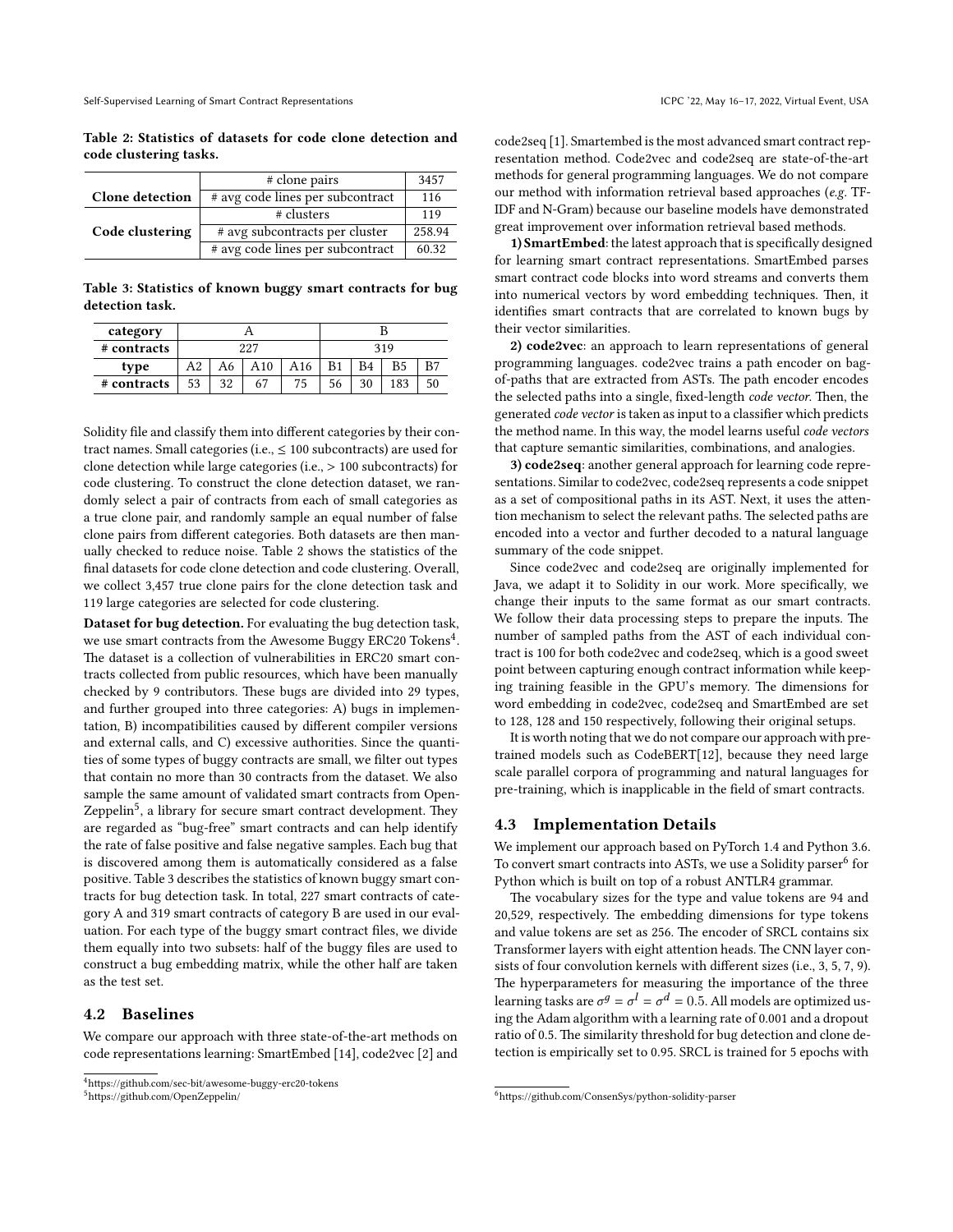Table 2: Statistics of datasets for code clone detection and code clustering tasks.

| | | |
|---|---|---|
| **Clone detection** | # clone pairs | 3457 |
| | # avg code lines per subcontract | 116 |
| **Code clustering** | # clusters | 119 |
| | # avg subcontracts per cluster | 258.94 |
| | # avg code lines per subcontract | 60.32 |

Table 3: Statistics of known buggy smart contracts for bug detection task.

| **category** | A | | | | B | | | |
|---|---|---|---|---|---|---|---|---|
| **# contracts** | 227 | | | | 319 | | | |
| **type** | A2 | A6 | A10 | A16 | B1 | B4 | B5 | B7 |
| **# contracts** | 53 | 32 | 67 | 75 | 56 | 30 | 183 | 50 |

Solidity file and classify them into different categories by their contract names. Small categories (i.e., ≤ 100 subcontracts) are used for clone detection while large categories (i.e., > 100 subcontracts) for code clustering. To construct the clone detection dataset, we randomly select a pair of contracts from each of small categories as a true clone pair, and randomly sample an equal number of false clone pairs from different categories. Both datasets are then manually checked to reduce noise. Table 2 shows the statistics of the final datasets for code clone detection and code clustering. Overall, we collect 3,457 true clone pairs for the clone detection task and 119 large categories are selected for code clustering.

**Dataset for bug detection.** For evaluating the bug detection task, we use smart contracts from the Awesome Buggy ERC20 Tokens[4]. The dataset is a collection of vulnerabilities in ERC20 smart contracts collected from public resources, which have been manually checked by 9 contributors. These bugs are divided into 29 types, and further grouped into three categories: A) bugs in implementation, B) incompatibilities caused by different compiler versions and external calls, and C) excessive authorities. Since the quantities of some types of buggy contracts are small, we filter out types that contain no more than 30 contracts from the dataset. We also sample the same amount of validated smart contracts from OpenZeppelin[5], a library for secure smart contract development. They are regarded as "bug-free" smart contracts and can help identify the rate of false positive and false negative samples. Each bug that is discovered among them is automatically considered as a false positive. Table 3 describes the statistics of known buggy smart contracts for bug detection task. In total, 227 smart contracts of category A and 319 smart contracts of category B are used in our evaluation. For each type of the buggy smart contract files, we divide them equally into two subsets: half of the buggy files are used to construct a bug embedding matrix, while the other half are taken as the test set.

## 4.2 Baselines

We compare our approach with three state-of-the-art methods on code representations learning: SmartEmbed [14], code2vec [2] and code2seq [1]. Smartembed is the most advanced smart contract representation method. Code2vec and code2seq are state-of-the-art methods for general programming languages. We do not compare our method with information retrieval based approaches (*e.g.* TF-IDF and N-Gram) because our baseline models have demonstrated great improvement over information retrieval based methods.

**1) SmartEmbed**: the latest approach that is specifically designed for learning smart contract representations. SmartEmbed parses smart contract code blocks into word streams and converts them into numerical vectors by word embedding techniques. Then, it identifies smart contracts that are correlated to known bugs by their vector similarities.

**2) code2vec**: an approach to learn representations of general programming languages. code2vec trains a path encoder on bag-of-paths that are extracted from ASTs. The path encoder encodes the selected paths into a single, fixed-length *code vector*. Then, the generated *code vector* is taken as input to a classifier which predicts the method name. In this way, the model learns useful *code vectors* that capture semantic similarities, combinations, and analogies.

**3) code2seq**: another general approach for learning code representations. Similar to code2vec, code2seq represents a code snippet as a set of compositional paths in its AST. Next, it uses the attention mechanism to select the relevant paths. The selected paths are encoded into a vector and further decoded to a natural language summary of the code snippet.

Since code2vec and code2seq are originally implemented for Java, we adapt it to Solidity in our work. More specifically, we change their inputs to the same format as our smart contracts. We follow their data processing steps to prepare the inputs. The number of sampled paths from the AST of each individual contract is 100 for both code2vec and code2seq, which is a good sweet point between capturing enough contract information while keeping training feasible in the GPU's memory. The dimensions for word embedding in code2vec, code2seq and SmartEmbed are set to 128, 128 and 150 respectively, following their original setups.

It is worth noting that we do not compare our approach with pre-trained models such as CodeBERT[12], because they need large scale parallel corpora of programming and natural languages for pre-training, which is inapplicable in the field of smart contracts.

## 4.3 Implementation Details

We implement our approach based on PyTorch 1.4 and Python 3.6. To convert smart contracts into ASTs, we use a Solidity parser[6] for Python which is built on top of a robust ANTLR4 grammar.

The vocabulary sizes for the type and value tokens are 94 and 20,529, respectively. The embedding dimensions for type tokens and value tokens are set as 256. The encoder of SRCL contains six Transformer layers with eight attention heads. The CNN layer consists of four convolution kernels with different sizes (i.e., 3, 5, 7, 9). The hyperparameters for measuring the importance of the three learning tasks are $\sigma^g = \sigma^l = \sigma^d = 0.5$. All models are optimized using the Adam algorithm with a learning rate of 0.001 and a dropout ratio of 0.5. The similarity threshold for bug detection and clone detection is empirically set to 0.95. SRCL is trained for 5 epochs with

[4] https://github.com/sec-bit/awesome-buggy-erc20-tokens

[5] https://github.com/OpenZeppelin/

[6] https://github.com/ConsenSys/python-solidity-parser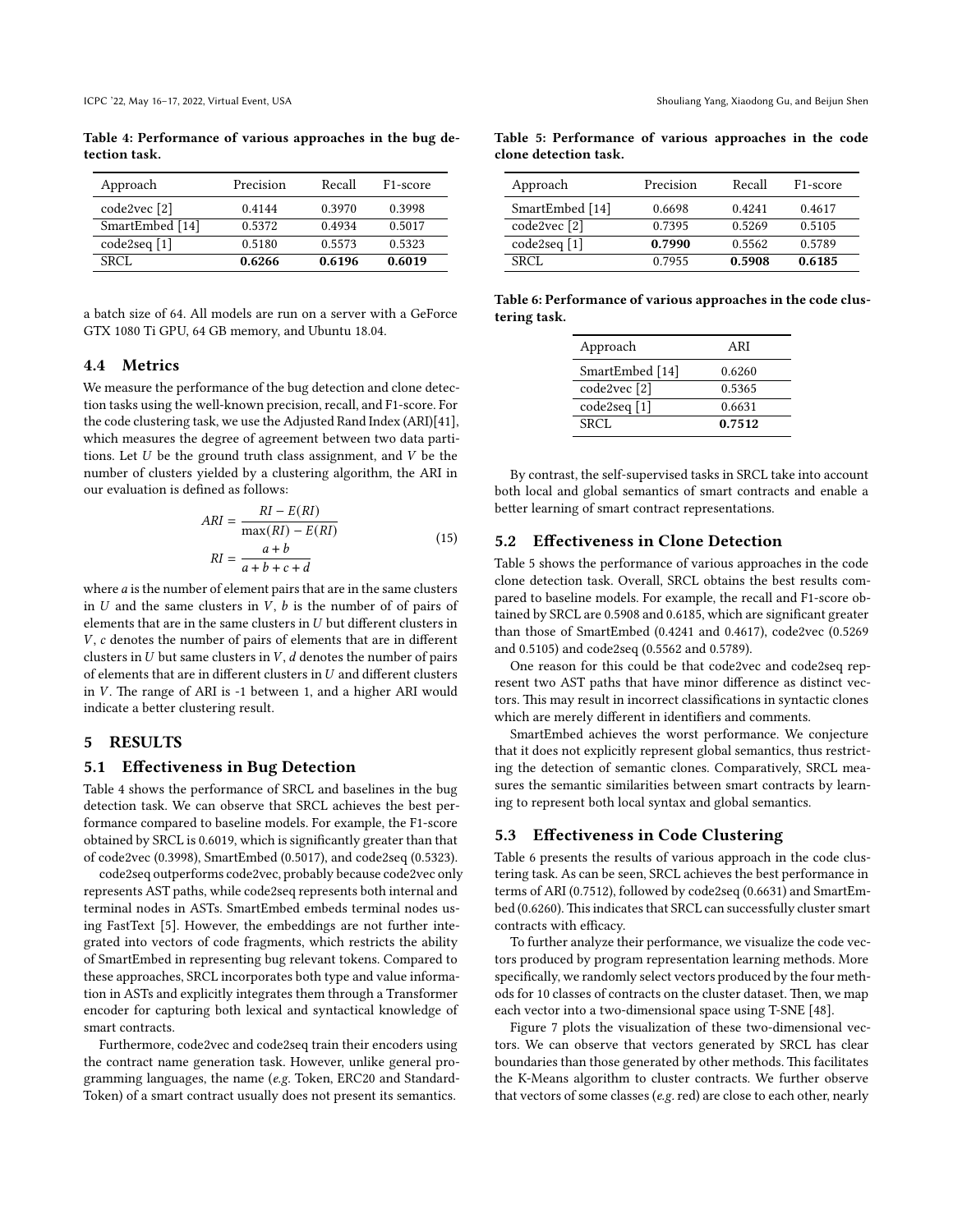Table 4: Performance of various approaches in the bug detection task.

| Approach | Precision | Recall | F1-score |
| --- | --- | --- | --- |
| code2vec [2] | 0.4144 | 0.3970 | 0.3998 |
| SmartEmbed [14] | 0.5372 | 0.4934 | 0.5017 |
| code2seq [1] | 0.5180 | 0.5573 | 0.5323 |
| SRCL | **0.6266** | **0.6196** | **0.6019** |

a batch size of 64. All models are run on a server with a GeForce GTX 1080 Ti GPU, 64 GB memory, and Ubuntu 18.04.

### 4.4 Metrics

We measure the performance of the bug detection and clone detection tasks using the well-known precision, recall, and F1-score. For the code clustering task, we use the Adjusted Rand Index (ARI)[41], which measures the degree of agreement between two data partitions. Let $U$ be the ground truth class assignment, and $V$ be the number of clusters yielded by a clustering algorithm, the ARI in our evaluation is defined as follows:

$$
\begin{aligned}
ARI &= \frac{RI - E(RI)}{\max(RI) - E(RI)} \\
RI &= \frac{a+b}{a+b+c+d}
\end{aligned}
\tag{15}
$$

where $a$ is the number of element pairs that are in the same clusters in $U$ and the same clusters in $V$, $b$ is the number of of pairs of elements that are in the same clusters in $U$ but different clusters in $V$, $c$ denotes the number of pairs of elements that are in different clusters in $U$ but same clusters in $V$, $d$ denotes the number of pairs of elements that are in different clusters in $U$ and different clusters in $V$. The range of ARI is -1 between 1, and a higher ARI would indicate a better clustering result.

## 5 RESULTS

### 5.1 Effectiveness in Bug Detection

Table 4 shows the performance of SRCL and baselines in the bug detection task. We can observe that SRCL achieves the best performance compared to baseline models. For example, the F1-score obtained by SRCL is 0.6019, which is significantly greater than that of code2vec (0.3998), SmartEmbed (0.5017), and code2seq (0.5323).

code2seq outperforms code2vec, probably because code2vec only represents AST paths, while code2seq represents both internal and terminal nodes in ASTs. SmartEmbed embeds terminal nodes using FastText [5]. However, the embeddings are not further integrated into vectors of code fragments, which restricts the ability of SmartEmbed in representing bug relevant tokens. Compared to these approaches, SRCL incorporates both type and value information in ASTs and explicitly integrates them through a Transformer encoder for capturing both lexical and syntactical knowledge of smart contracts.

Furthermore, code2vec and code2seq train their encoders using the contract name generation task. However, unlike general programming languages, the name (*e.g.* Token, ERC20 and StandardToken) of a smart contract usually does not present its semantics.

Table 5: Performance of various approaches in the code clone detection task.

| Approach | Precision | Recall | F1-score |
| --- | --- | --- | --- |
| SmartEmbed [14] | 0.6698 | 0.4241 | 0.4617 |
| code2vec [2] | 0.7395 | 0.5269 | 0.5105 |
| code2seq [1] | **0.7990** | 0.5562 | 0.5789 |
| SRCL | 0.7955 | **0.5908** | **0.6185** |

Table 6: Performance of various approaches in the code clustering task.

| Approach | ARI |
| --- | --- |
| SmartEmbed [14] | 0.6260 |
| code2vec [2] | 0.5365 |
| code2seq [1] | 0.6631 |
| SRCL | **0.7512** |

By contrast, the self-supervised tasks in SRCL take into account both local and global semantics of smart contracts and enable a better learning of smart contract representations.

### 5.2 Effectiveness in Clone Detection

Table 5 shows the performance of various approaches in the code clone detection task. Overall, SRCL obtains the best results compared to baseline models. For example, the recall and F1-score obtained by SRCL are 0.5908 and 0.6185, which are significant greater than those of SmartEmbed (0.4241 and 0.4617), code2vec (0.5269 and 0.5105) and code2seq (0.5562 and 0.5789).

One reason for this could be that code2vec and code2seq represent two AST paths that have minor difference as distinct vectors. This may result in incorrect classifications in syntactic clones which are merely different in identifiers and comments.

SmartEmbed achieves the worst performance. We conjecture that it does not explicitly represent global semantics, thus restricting the detection of semantic clones. Comparatively, SRCL measures the semantic similarities between smart contracts by learning to represent both local syntax and global semantics.

### 5.3 Effectiveness in Code Clustering

Table 6 presents the results of various approach in the code clustering task. As can be seen, SRCL achieves the best performance in terms of ARI (0.7512), followed by code2seq (0.6631) and SmartEmbed (0.6260). This indicates that SRCL can successfully cluster smart contracts with efficacy.

To further analyze their performance, we visualize the code vectors produced by program representation learning methods. More specifically, we randomly select vectors produced by the four methods for 10 classes of contracts on the cluster dataset. Then, we map each vector into a two-dimensional space using T-SNE [48].

Figure 7 plots the visualization of these two-dimensional vectors. We can observe that vectors generated by SRCL has clear boundaries than those generated by other methods. This facilitates the K-Means algorithm to cluster contracts. We further observe that vectors of some classes (*e.g.* red) are close to each other, nearly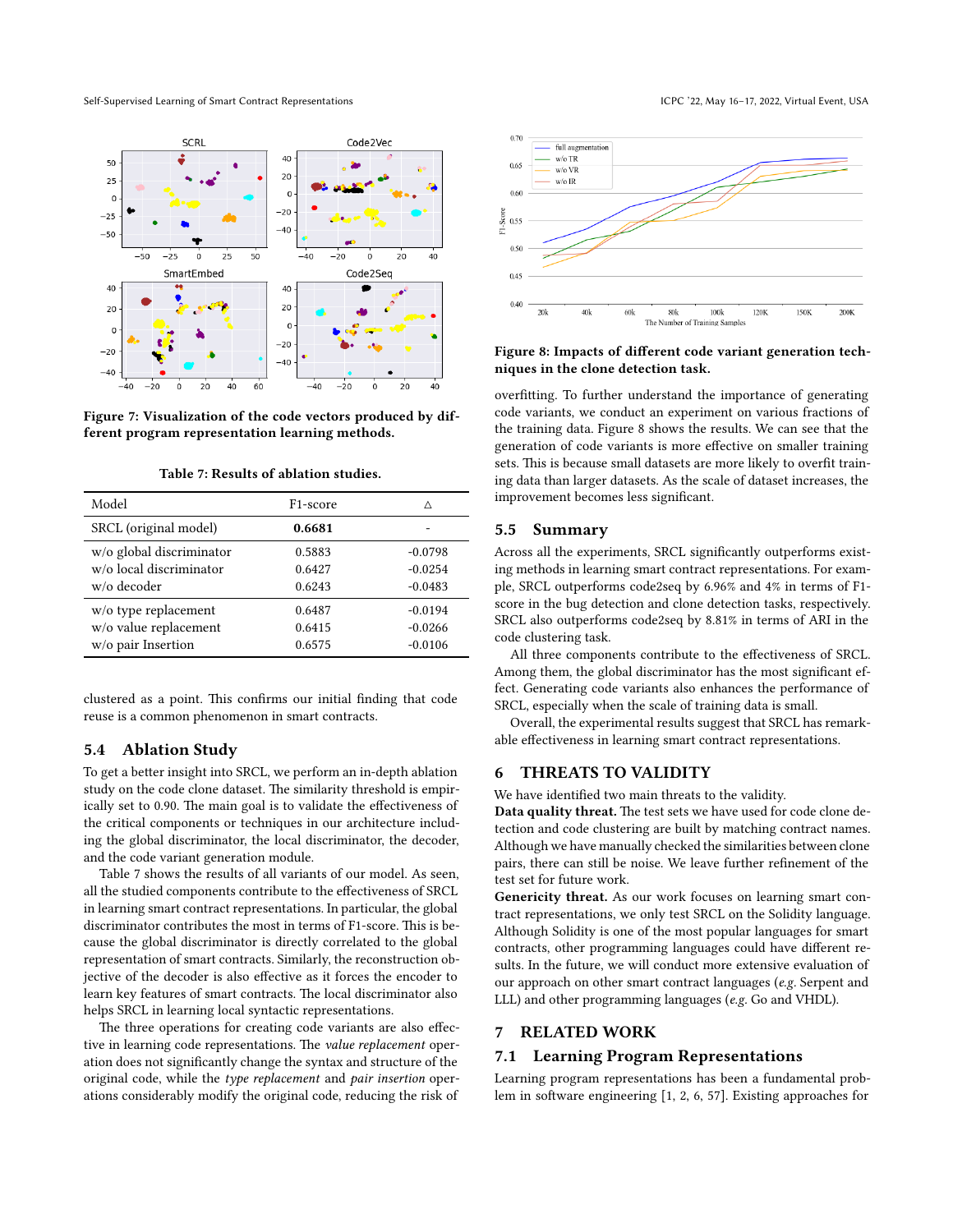Figure 7: Visualization of the code vectors produced by different program representation learning methods.

Table 7: Results of ablation studies.

| Model | F1-score | △ |
|---|---|---|
| SRCL (original model) | **0.6681** | - |
| w/o global discriminator | 0.5883 | -0.0798 |
| w/o local discriminator | 0.6427 | -0.0254 |
| w/o decoder | 0.6243 | -0.0483 |
| w/o type replacement | 0.6487 | -0.0194 |
| w/o value replacement | 0.6415 | -0.0266 |
| w/o pair Insertion | 0.6575 | -0.0106 |

clustered as a point. This confirms our initial finding that code reuse is a common phenomenon in smart contracts.

## 5.4 Ablation Study

To get a better insight into SRCL, we perform an in-depth ablation study on the code clone dataset. The similarity threshold is empirically set to 0.90. The main goal is to validate the effectiveness of the critical components or techniques in our architecture including the global discriminator, the local discriminator, the decoder, and the code variant generation module.

Table 7 shows the results of all variants of our model. As seen, all the studied components contribute to the effectiveness of SRCL in learning smart contract representations. In particular, the global discriminator contributes the most in terms of F1-score. This is because the global discriminator is directly correlated to the global representation of smart contracts. Similarly, the reconstruction objective of the decoder is also effective as it forces the encoder to learn key features of smart contracts. The local discriminator also helps SRCL in learning local syntactic representations.

The three operations for creating code variants are also effective in learning code representations. The *value replacement* operation does not significantly change the syntax and structure of the original code, while the *type replacement* and *pair insertion* operations considerably modify the original code, reducing the risk of overfitting. To further understand the importance of generating code variants, we conduct an experiment on various fractions of the training data. Figure 8 shows the results. We can see that the generation of code variants is more effective on smaller training sets. This is because small datasets are more likely to overfit training data than larger datasets. As the scale of dataset increases, the improvement becomes less significant.

Figure 8: Impacts of different code variant generation techniques in the clone detection task.

## 5.5 Summary

Across all the experiments, SRCL significantly outperforms existing methods in learning smart contract representations. For example, SRCL outperforms code2seq by 6.96% and 4% in terms of F1-score in the bug detection and clone detection tasks, respectively. SRCL also outperforms code2seq by 8.81% in terms of ARI in the code clustering task.

All three components contribute to the effectiveness of SRCL. Among them, the global discriminator has the most significant effect. Generating code variants also enhances the performance of SRCL, especially when the scale of training data is small.

Overall, the experimental results suggest that SRCL has remarkable effectiveness in learning smart contract representations.

# 6 THREATS TO VALIDITY

We have identified two main threats to the validity.

**Data quality threat.** The test sets we have used for code clone detection and code clustering are built by matching contract names. Although we have manually checked the similarities between clone pairs, there can still be noise. We leave further refinement of the test set for future work.

**Genericity threat.** As our work focuses on learning smart contract representations, we only test SRCL on the Solidity language. Although Solidity is one of the most popular languages for smart contracts, other programming languages could have different results. In the future, we will conduct more extensive evaluation of our approach on other smart contract languages (*e.g.* Serpent and LLL) and other programming languages (*e.g.* Go and VHDL).

# 7 RELATED WORK

## 7.1 Learning Program Representations

Learning program representations has been a fundamental problem in software engineering [1, 2, 6, 57]. Existing approaches for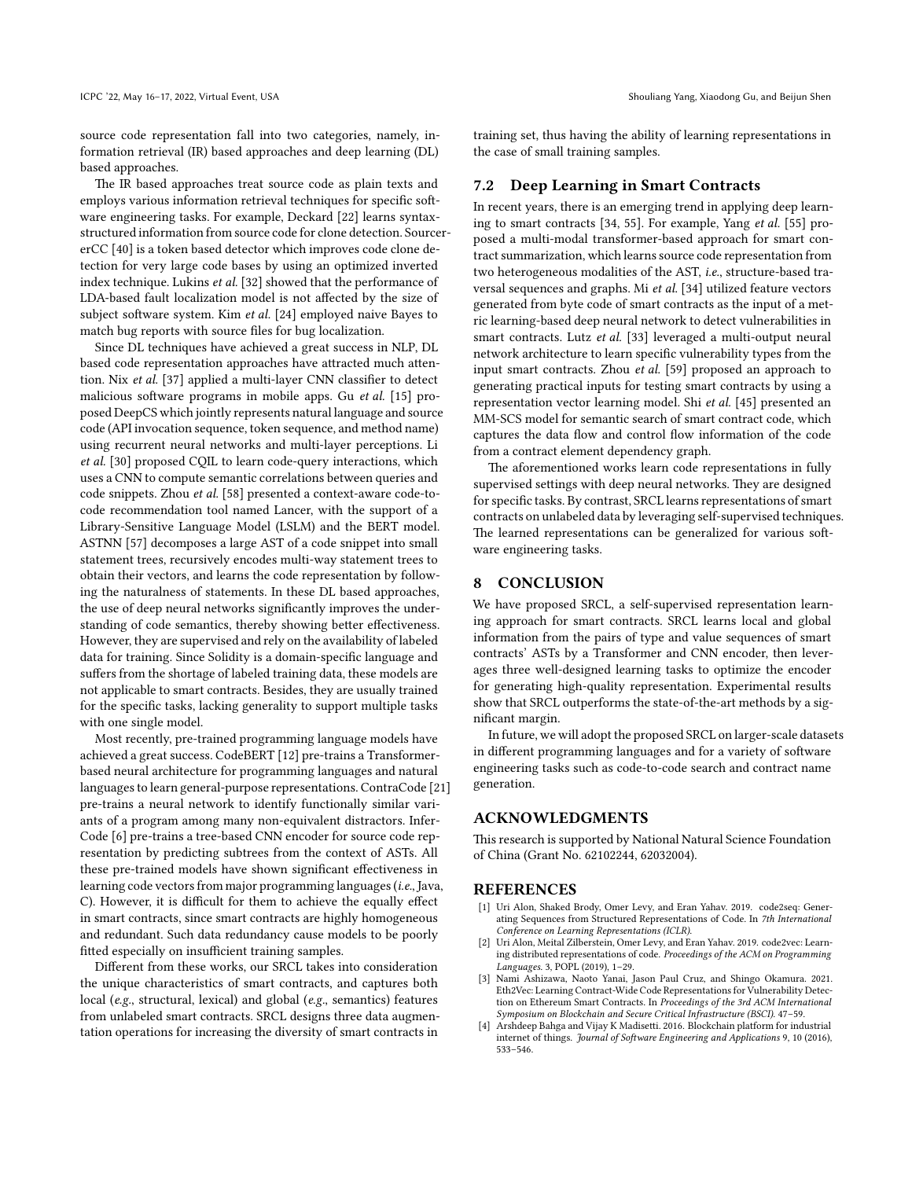source code representation fall into two categories, namely, information retrieval (IR) based approaches and deep learning (DL) based approaches.

The IR based approaches treat source code as plain texts and employs various information retrieval techniques for specific software engineering tasks. For example, Deckard [22] learns syntax-structured information from source code for clone detection. SourcererCC [40] is a token based detector which improves code clone detection for very large code bases by using an optimized inverted index technique. Lukins *et al.* [32] showed that the performance of LDA-based fault localization model is not affected by the size of subject software system. Kim *et al.* [24] employed naive Bayes to match bug reports with source files for bug localization.

Since DL techniques have achieved a great success in NLP, DL based code representation approaches have attracted much attention. Nix *et al.* [37] applied a multi-layer CNN classifier to detect malicious software programs in mobile apps. Gu *et al.* [15] proposed DeepCS which jointly represents natural language and source code (API invocation sequence, token sequence, and method name) using recurrent neural networks and multi-layer perceptions. Li *et al.* [30] proposed CQIL to learn code-query interactions, which uses a CNN to compute semantic correlations between queries and code snippets. Zhou *et al.* [58] presented a context-aware code-to-code recommendation tool named Lancer, with the support of a Library-Sensitive Language Model (LSLM) and the BERT model. ASTNN [57] decomposes a large AST of a code snippet into small statement trees, recursively encodes multi-way statement trees to obtain their vectors, and learns the code representation by following the naturalness of statements. In these DL based approaches, the use of deep neural networks significantly improves the understanding of code semantics, thereby showing better effectiveness. However, they are supervised and rely on the availability of labeled data for training. Since Solidity is a domain-specific language and suffers from the shortage of labeled training data, these models are not applicable to smart contracts. Besides, they are usually trained for the specific tasks, lacking generality to support multiple tasks with one single model.

Most recently, pre-trained programming language models have achieved a great success. CodeBERT [12] pre-trains a Transformer-based neural architecture for programming languages and natural languages to learn general-purpose representations. ContraCode [21] pre-trains a neural network to identify functionally similar variants of a program among many non-equivalent distractors. InferCode [6] pre-trains a tree-based CNN encoder for source code representation by predicting subtrees from the context of ASTs. All these pre-trained models have shown significant effectiveness in learning code vectors from major programming languages (*i.e.*, Java, C). However, it is difficult for them to achieve the equally effect in smart contracts, since smart contracts are highly homogeneous and redundant. Such data redundancy cause models to be poorly fitted especially on insufficient training samples.

Different from these works, our SRCL takes into consideration the unique characteristics of smart contracts, and captures both local (*e.g.*, structural, lexical) and global (*e.g.*, semantics) features from unlabeled smart contracts. SRCL designs three data augmentation operations for increasing the diversity of smart contracts in training set, thus having the ability of learning representations in the case of small training samples.

## 7.2 Deep Learning in Smart Contracts

In recent years, there is an emerging trend in applying deep learning to smart contracts [34, 55]. For example, Yang *et al.* [55] proposed a multi-modal transformer-based approach for smart contract summarization, which learns source code representation from two heterogeneous modalities of the AST, *i.e.*, structure-based traversal sequences and graphs. Mi *et al.* [34] utilized feature vectors generated from byte code of smart contracts as the input of a metric learning-based deep neural network to detect vulnerabilities in smart contracts. Lutz *et al.* [33] leveraged a multi-output neural network architecture to learn specific vulnerability types from the input smart contracts. Zhou *et al.* [59] proposed an approach to generating practical inputs for testing smart contracts by using a representation vector learning model. Shi *et al.* [45] presented an MM-SCS model for semantic search of smart contract code, which captures the data flow and control flow information of the code from a contract element dependency graph.

The aforementioned works learn code representations in fully supervised settings with deep neural networks. They are designed for specific tasks. By contrast, SRCL learns representations of smart contracts on unlabeled data by leveraging self-supervised techniques. The learned representations can be generalized for various software engineering tasks.

# 8 CONCLUSION

We have proposed SRCL, a self-supervised representation learning approach for smart contracts. SRCL learns local and global information from the pairs of type and value sequences of smart contracts' ASTs by a Transformer and CNN encoder, then leverages three well-designed learning tasks to optimize the encoder for generating high-quality representation. Experimental results show that SRCL outperforms the state-of-the-art methods by a significant margin.

In future, we will adopt the proposed SRCL on larger-scale datasets in different programming languages and for a variety of software engineering tasks such as code-to-code search and contract name generation.

# ACKNOWLEDGMENTS

This research is supported by National Natural Science Foundation of China (Grant No. 62102244, 62032004).

# REFERENCES

[1] Uri Alon, Shaked Brody, Omer Levy, and Eran Yahav. 2019. code2seq: Generating Sequences from Structured Representations of Code. In *7th International Conference on Learning Representations (ICLR)*.

[2] Uri Alon, Meital Zilberstein, Omer Levy, and Eran Yahav. 2019. code2vec: Learning distributed representations of code. *Proceedings of the ACM on Programming Languages*. 3, POPL (2019), 1–29.

[3] Nami Ashizawa, Naoto Yanai, Jason Paul Cruz, and Shingo Okamura. 2021. Eth2Vec: Learning Contract-Wide Code Representations for Vulnerability Detection on Ethereum Smart Contracts. In *Proceedings of the 3rd ACM International Symposium on Blockchain and Secure Critical Infrastructure (BSCI)*. 47–59.

[4] Arshdeep Bahga and Vijay K Madisetti. 2016. Blockchain platform for industrial internet of things. *Journal of Software Engineering and Applications* 9, 10 (2016), 533–546.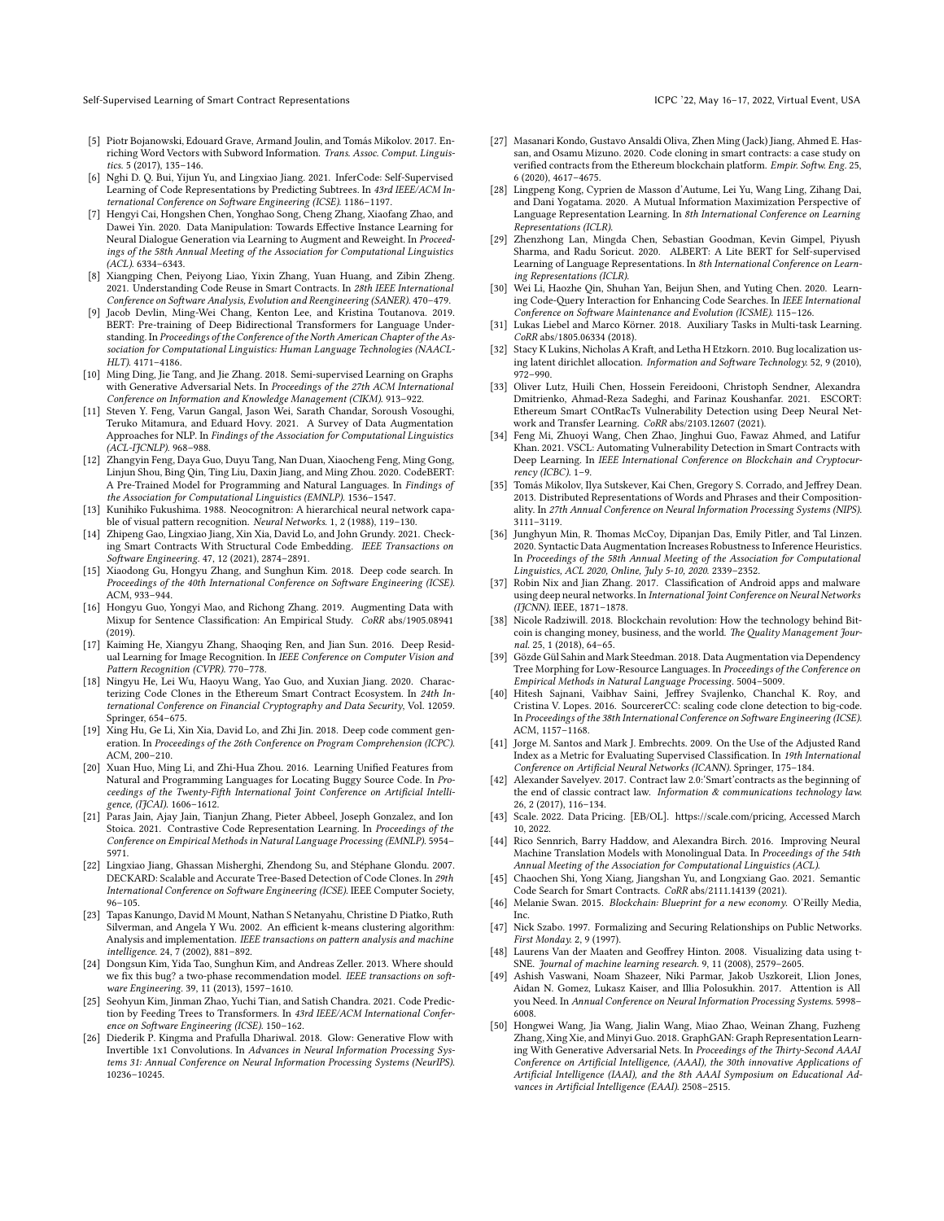[5] Piotr Bojanowski, Edouard Grave, Armand Joulin, and Tomás Mikolov. 2017. Enriching Word Vectors with Subword Information. *Trans. Assoc. Comput. Linguistics.* 5 (2017), 135–146.

[6] Nghi D. Q. Bui, Yijun Yu, and Lingxiao Jiang. 2021. InferCode: Self-Supervised Learning of Code Representations by Predicting Subtrees. In *43rd IEEE/ACM International Conference on Software Engineering (ICSE)*. 1186–1197.

[7] Hengyi Cai, Hongshen Chen, Yonghao Song, Cheng Zhang, Xiaofang Zhao, and Dawei Yin. 2020. Data Manipulation: Towards Effective Instance Learning for Neural Dialogue Generation via Learning to Augment and Reweight. In *Proceedings of the 58th Annual Meeting of the Association for Computational Linguistics (ACL)*. 6334–6343.

[8] Xiangping Chen, Peiyong Liao, Yixin Zhang, Yuan Huang, and Zibin Zheng. 2021. Understanding Code Reuse in Smart Contracts. In *28th IEEE International Conference on Software Analysis, Evolution and Reengineering (SANER)*. 470–479.

[9] Jacob Devlin, Ming-Wei Chang, Kenton Lee, and Kristina Toutanova. 2019. BERT: Pre-training of Deep Bidirectional Transformers for Language Understanding. In *Proceedings of the Conference of the North American Chapter of the Association for Computational Linguistics: Human Language Technologies (NAACL-HLT)*. 4171–4186.

[10] Ming Ding, Jie Tang, and Jie Zhang. 2018. Semi-supervised Learning on Graphs with Generative Adversarial Nets. In *Proceedings of the 27th ACM International Conference on Information and Knowledge Management (CIKM)*. 913–922.

[11] Steven Y. Feng, Varun Gangal, Jason Wei, Sarath Chandar, Soroush Vosoughi, Teruko Mitamura, and Eduard Hovy. 2021. A Survey of Data Augmentation Approaches for NLP. In *Findings of the Association for Computational Linguistics (ACL-IJCNLP)*. 968–988.

[12] Zhangyin Feng, Daya Guo, Duyu Tang, Nan Duan, Xiaocheng Feng, Ming Gong, Linjun Shou, Bing Qin, Ting Liu, Daxin Jiang, and Ming Zhou. 2020. CodeBERT: A Pre-Trained Model for Programming and Natural Languages. In *Findings of the Association for Computational Linguistics (EMNLP)*. 1536–1547.

[13] Kunihiko Fukushima. 1988. Neocognitron: A hierarchical neural network capable of visual pattern recognition. *Neural Networks*. 1, 2 (1988), 119–130.

[14] Zhipeng Gao, Lingxiao Jiang, Xin Xia, David Lo, and John Grundy. 2021. Checking Smart Contracts With Structural Code Embedding. *IEEE Transactions on Software Engineering*. 47, 12 (2021), 2874–2891.

[15] Xiaodong Gu, Hongyu Zhang, and Sunghun Kim. 2018. Deep code search. In *Proceedings of the 40th International Conference on Software Engineering (ICSE)*. ACM, 933–944.

[16] Hongyu Guo, Yongyi Mao, and Richong Zhang. 2019. Augmenting Data with Mixup for Sentence Classification: An Empirical Study. *CoRR* abs/1905.08941 (2019).

[17] Kaiming He, Xiangyu Zhang, Shaoqing Ren, and Jian Sun. 2016. Deep Residual Learning for Image Recognition. In *IEEE Conference on Computer Vision and Pattern Recognition (CVPR)*. 770–778.

[18] Ningyu He, Lei Wu, Haoyu Wang, Yao Guo, and Xuxian Jiang. 2020. Characterizing Code Clones in the Ethereum Smart Contract Ecosystem. In *24th International Conference on Financial Cryptography and Data Security*, Vol. 12059. Springer, 654–675.

[19] Xing Hu, Ge Li, Xin Xia, David Lo, and Zhi Jin. 2018. Deep code comment generation. In *Proceedings of the 26th Conference on Program Comprehension (ICPC)*. ACM, 200–210.

[20] Xuan Huo, Ming Li, and Zhi-Hua Zhou. 2016. Learning Unified Features from Natural and Programming Languages for Locating Buggy Source Code. In *Proceedings of the Twenty-Fifth International Joint Conference on Artificial Intelligence, (IJCAI)*. 1606–1612.

[21] Paras Jain, Ajay Jain, Tianjun Zhang, Pieter Abbeel, Joseph Gonzalez, and Ion Stoica. 2021. Contrastive Code Representation Learning. In *Proceedings of the Conference on Empirical Methods in Natural Language Processing (EMNLP)*. 5954–5971.

[22] Lingxiao Jiang, Ghassan Misherghi, Zhendong Su, and Stéphane Glondu. 2007. DECKARD: Scalable and Accurate Tree-Based Detection of Code Clones. In *29th International Conference on Software Engineering (ICSE)*. IEEE Computer Society, 96–105.

[23] Tapas Kanungo, David M Mount, Nathan S Netanyahu, Christine D Piatko, Ruth Silverman, and Angela Y Wu. 2002. An efficient k-means clustering algorithm: Analysis and implementation. *IEEE transactions on pattern analysis and machine intelligence*. 24, 7 (2002), 881–892.

[24] Dongsun Kim, Yida Tao, Sunghun Kim, and Andreas Zeller. 2013. Where should we fix this bug? a two-phase recommendation model. *IEEE transactions on software Engineering*. 39, 11 (2013), 1597–1610.

[25] Seohyun Kim, Jinman Zhao, Yuchi Tian, and Satish Chandra. 2021. Code Prediction by Feeding Trees to Transformers. In *43rd IEEE/ACM International Conference on Software Engineering (ICSE)*. 150–162.

[26] Diederik P. Kingma and Prafulla Dhariwal. 2018. Glow: Generative Flow with Invertible 1x1 Convolutions. In *Advances in Neural Information Processing Systems 31: Annual Conference on Neural Information Processing Systems (NeurIPS)*. 10236–10245.

[27] Masanari Kondo, Gustavo Ansaldi Oliva, Zhen Ming (Jack) Jiang, Ahmed E. Hassan, and Osamu Mizuno. 2020. Code cloning in smart contracts: a case study on verified contracts from the Ethereum blockchain platform. *Empir. Softw. Eng.* 25, 6 (2020), 4617–4675.

[28] Lingpeng Kong, Cyprien de Masson d'Autume, Lei Yu, Wang Ling, Zihang Dai, and Dani Yogatama. 2020. A Mutual Information Maximization Perspective of Language Representation Learning. In *8th International Conference on Learning Representations (ICLR)*.

[29] Zhenzhong Lan, Mingda Chen, Sebastian Goodman, Kevin Gimpel, Piyush Sharma, and Radu Soricut. 2020. ALBERT: A Lite BERT for Self-supervised Learning of Language Representations. In *8th International Conference on Learning Representations (ICLR)*.

[30] Wei Li, Haozhe Qin, Shuhan Yan, Beijun Shen, and Yuting Chen. 2020. Learning Code-Query Interaction for Enhancing Code Searches. In *IEEE International Conference on Software Maintenance and Evolution (ICSME)*. 115–126.

[31] Lukas Liebel and Marco Körner. 2018. Auxiliary Tasks in Multi-task Learning. *CoRR* abs/1805.06334 (2018).

[32] Stacy K Lukins, Nicholas A Kraft, and Letha H Etzkorn. 2010. Bug localization using latent dirichlet allocation. *Information and Software Technology*. 52, 9 (2010), 972–990.

[33] Oliver Lutz, Huili Chen, Hossein Fereidooni, Christoph Sendner, Alexandra Dmitrienko, Ahmad-Reza Sadeghi, and Farinaz Koushanfar. 2021. ESCORT: Ethereum Smart COntRacTs Vulnerability Detection using Deep Neural Network and Transfer Learning. *CoRR* abs/2103.12607 (2021).

[34] Feng Mi, Zhuoyi Wang, Chen Zhao, Jinghui Guo, Fawaz Ahmed, and Latifur Khan. 2021. VSCL: Automating Vulnerability Detection in Smart Contracts with Deep Learning. In *IEEE International Conference on Blockchain and Cryptocurrency (ICBC)*. 1–9.

[35] Tomás Mikolov, Ilya Sutskever, Kai Chen, Gregory S. Corrado, and Jeffrey Dean. 2013. Distributed Representations of Words and Phrases and their Compositionality. In *27th Annual Conference on Neural Information Processing Systems (NIPS)*. 3111–3119.

[36] Junghyun Min, R. Thomas McCoy, Dipanjan Das, Emily Pitler, and Tal Linzen. 2020. Syntactic Data Augmentation Increases Robustness to Inference Heuristics. In *Proceedings of the 58th Annual Meeting of the Association for Computational Linguistics, ACL 2020, Online, July 5-10, 2020*. 2339–2352.

[37] Robin Nix and Jian Zhang. 2017. Classification of Android apps and malware using deep neural networks. In *International Joint Conference on Neural Networks (IJCNN)*. IEEE, 1871–1878.

[38] Nicole Radziwill. 2018. Blockchain revolution: How the technology behind Bitcoin is changing money, business, and the world. *The Quality Management Journal*. 25, 1 (2018), 64–65.

[39] Gözde Gül Sahin and Mark Steedman. 2018. Data Augmentation via Dependency Tree Morphing for Low-Resource Languages. In *Proceedings of the Conference on Empirical Methods in Natural Language Processing*. 5004–5009.

[40] Hitesh Sajnani, Vaibhav Saini, Jeffrey Svajlenko, Chanchal K. Roy, and Cristina V. Lopes. 2016. SourcererCC: scaling code clone detection to big-code. In *Proceedings of the 38th International Conference on Software Engineering (ICSE)*. ACM, 1157–1168.

[41] Jorge M. Santos and Mark J. Embrechts. 2009. On the Use of the Adjusted Rand Index as a Metric for Evaluating Supervised Classification. In *19th International Conference on Artificial Neural Networks (ICANN)*. Springer, 175–184.

[42] Alexander Savelyev. 2017. Contract law 2.0:'Smart'contracts as the beginning of the end of classic contract law. *Information & communications technology law*. 26, 2 (2017), 116–134.

[43] Scale. 2022. Data Pricing. [EB/OL]. https://scale.com/pricing, Accessed March 10, 2022.

[44] Rico Sennrich, Barry Haddow, and Alexandra Birch. 2016. Improving Neural Machine Translation Models with Monolingual Data. In *Proceedings of the 54th Annual Meeting of the Association for Computational Linguistics (ACL)*.

[45] Chaochen Shi, Yong Xiang, Jiangshan Yu, and Longxiang Gao. 2021. Semantic Code Search for Smart Contracts. *CoRR* abs/2111.14139 (2021).

[46] Melanie Swan. 2015. *Blockchain: Blueprint for a new economy*. O'Reilly Media, Inc.

[47] Nick Szabo. 1997. Formalizing and Securing Relationships on Public Networks. *First Monday*. 2, 9 (1997).

[48] Laurens Van der Maaten and Geoffrey Hinton. 2008. Visualizing data using t-SNE. *Journal of machine learning research*. 9, 11 (2008), 2579–2605.

[49] Ashish Vaswani, Noam Shazeer, Niki Parmar, Jakob Uszkoreit, Llion Jones, Aidan N. Gomez, Lukasz Kaiser, and Illia Polosukhin. 2017. Attention is All you Need. In *Annual Conference on Neural Information Processing Systems*. 5998–6008.

[50] Hongwei Wang, Jia Wang, Jialin Wang, Miao Zhao, Weinan Zhang, Fuzheng Zhang, Xing Xie, and Minyi Guo. 2018. GraphGAN: Graph Representation Learning With Generative Adversarial Nets. In *Proceedings of the Thirty-Second AAAI Conference on Artificial Intelligence, (AAAI), the 30th innovative Applications of Artificial Intelligence (IAAI), and the 8th AAAI Symposium on Educational Advances in Artificial Intelligence (EAAI)*. 2508–2515.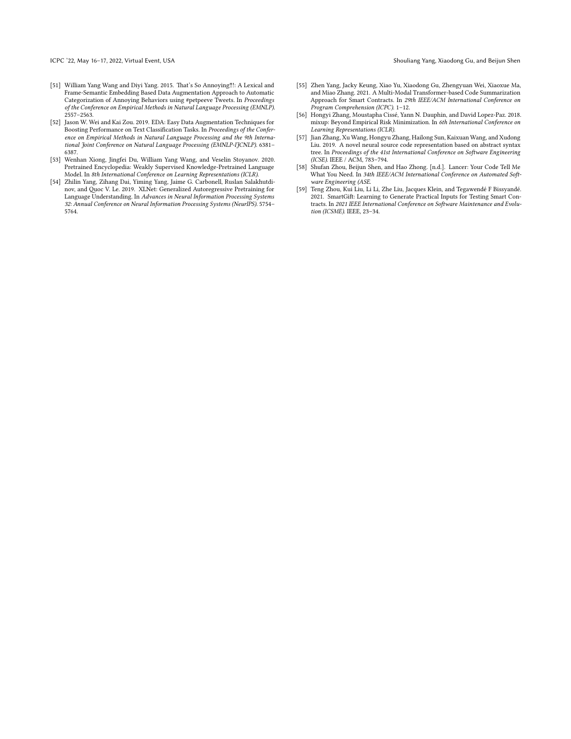[51] William Yang Wang and Diyi Yang. 2015. That's So Annoying!!!: A Lexical and Frame-Semantic Embedding Based Data Augmentation Approach to Automatic Categorization of Annoying Behaviors using #petpeeve Tweets. In *Proceedings of the Conference on Empirical Methods in Natural Language Processing (EMNLP)*. 2557–2563.

[52] Jason W. Wei and Kai Zou. 2019. EDA: Easy Data Augmentation Techniques for Boosting Performance on Text Classification Tasks. In *Proceedings of the Conference on Empirical Methods in Natural Language Processing and the 9th International Joint Conference on Natural Language Processing (EMNLP-IJCNLP)*. 6381–6387.

[53] Wenhan Xiong, Jingfei Du, William Yang Wang, and Veselin Stoyanov. 2020. Pretrained Encyclopedia: Weakly Supervised Knowledge-Pretrained Language Model. In *8th International Conference on Learning Representations (ICLR)*.

[54] Zhilin Yang, Zihang Dai, Yiming Yang, Jaime G. Carbonell, Ruslan Salakhutdinov, and Quoc V. Le. 2019. XLNet: Generalized Autoregressive Pretraining for Language Understanding. In *Advances in Neural Information Processing Systems 32: Annual Conference on Neural Information Processing Systems (NeurIPS)*. 5754–5764.

[55] Zhen Yang, Jacky Keung, Xiao Yu, Xiaodong Gu, Zhengyuan Wei, Xiaoxue Ma, and Miao Zhang. 2021. A Multi-Modal Transformer-based Code Summarization Approach for Smart Contracts. In *29th IEEE/ACM International Conference on Program Comprehension (ICPC)*. 1–12.

[56] Hongyi Zhang, Moustapha Cissé, Yann N. Dauphin, and David Lopez-Paz. 2018. mixup: Beyond Empirical Risk Minimization. In *6th International Conference on Learning Representations (ICLR)*.

[57] Jian Zhang, Xu Wang, Hongyu Zhang, Hailong Sun, Kaixuan Wang, and Xudong Liu. 2019. A novel neural source code representation based on abstract syntax tree. In *Proceedings of the 41st International Conference on Software Engineering (ICSE)*. IEEE / ACM, 783–794.

[58] Shufan Zhou, Beijun Shen, and Hao Zhong. [n.d.]. Lancer: Your Code Tell Me What You Need. In *34th IEEE/ACM International Conference on Automated Software Engineering (ASE*.

[59] Teng Zhou, Kui Liu, Li Li, Zhe Liu, Jacques Klein, and Tegawendé F Bissyandé. 2021. SmartGift: Learning to Generate Practical Inputs for Testing Smart Contracts. In *2021 IEEE International Conference on Software Maintenance and Evolution (ICSME)*. IEEE, 23–34.